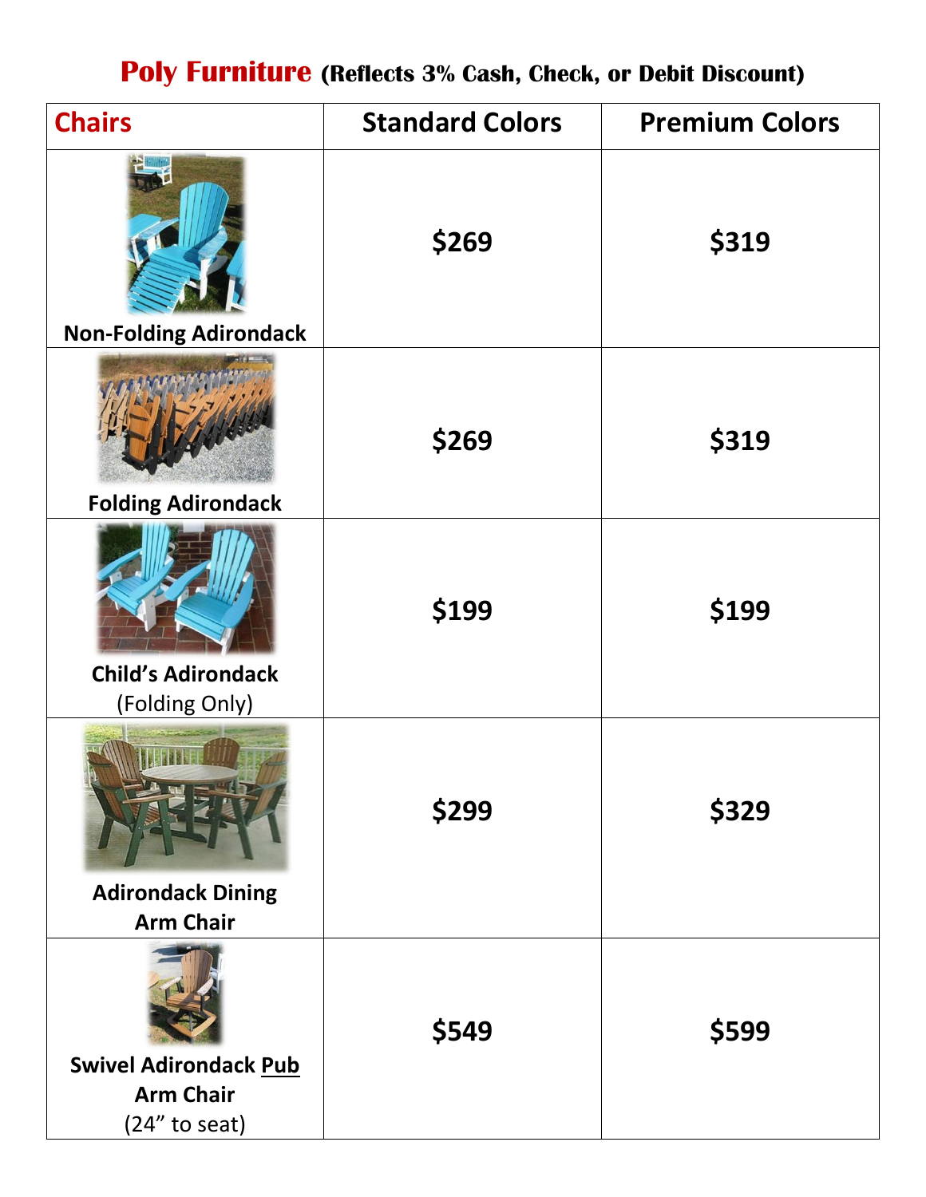# **Poly Furniture** (Reflects 3% Cash, Check, or Debit Discount)

| Chairs | Standard Colors | Premium Colors |
|---|---|---|
| **Non-Folding Adirondack** | **$269** | **$319** |
| **Folding Adirondack** | **$269** | **$319** |
| **Child's Adirondack** (Folding Only) | **$199** | **$199** |
| **Adirondack Dining Arm Chair** | **$299** | **$329** |
| **Swivel Adirondack Pub Arm Chair** (24" to seat) | **$549** | **$599** |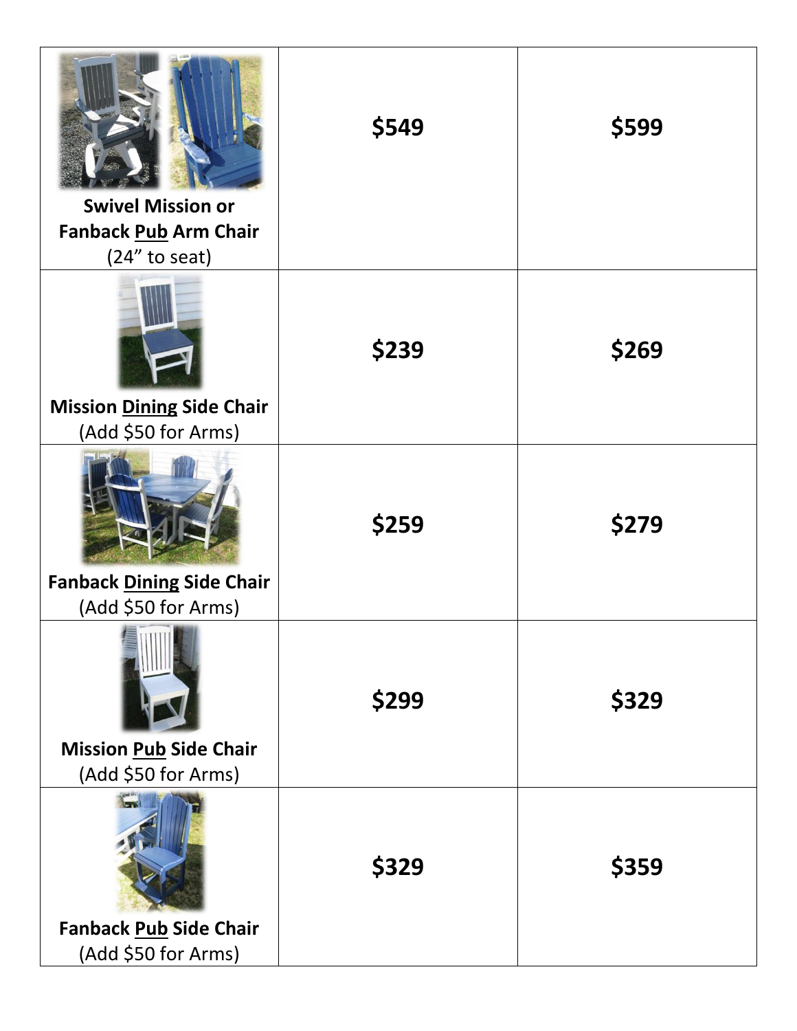| | | |
|---|---|---|
| **Swivel Mission or Fanback Pub Arm Chair** (24" to seat) | **$549** | **$599** |
| **Mission Dining Side Chair** (Add $50 for Arms) | **$239** | **$269** |
| **Fanback Dining Side Chair** (Add $50 for Arms) | **$259** | **$279** |
| **Mission Pub Side Chair** (Add $50 for Arms) | **$299** | **$329** |
| **Fanback Pub Side Chair** (Add $50 for Arms) | **$329** | **$359** |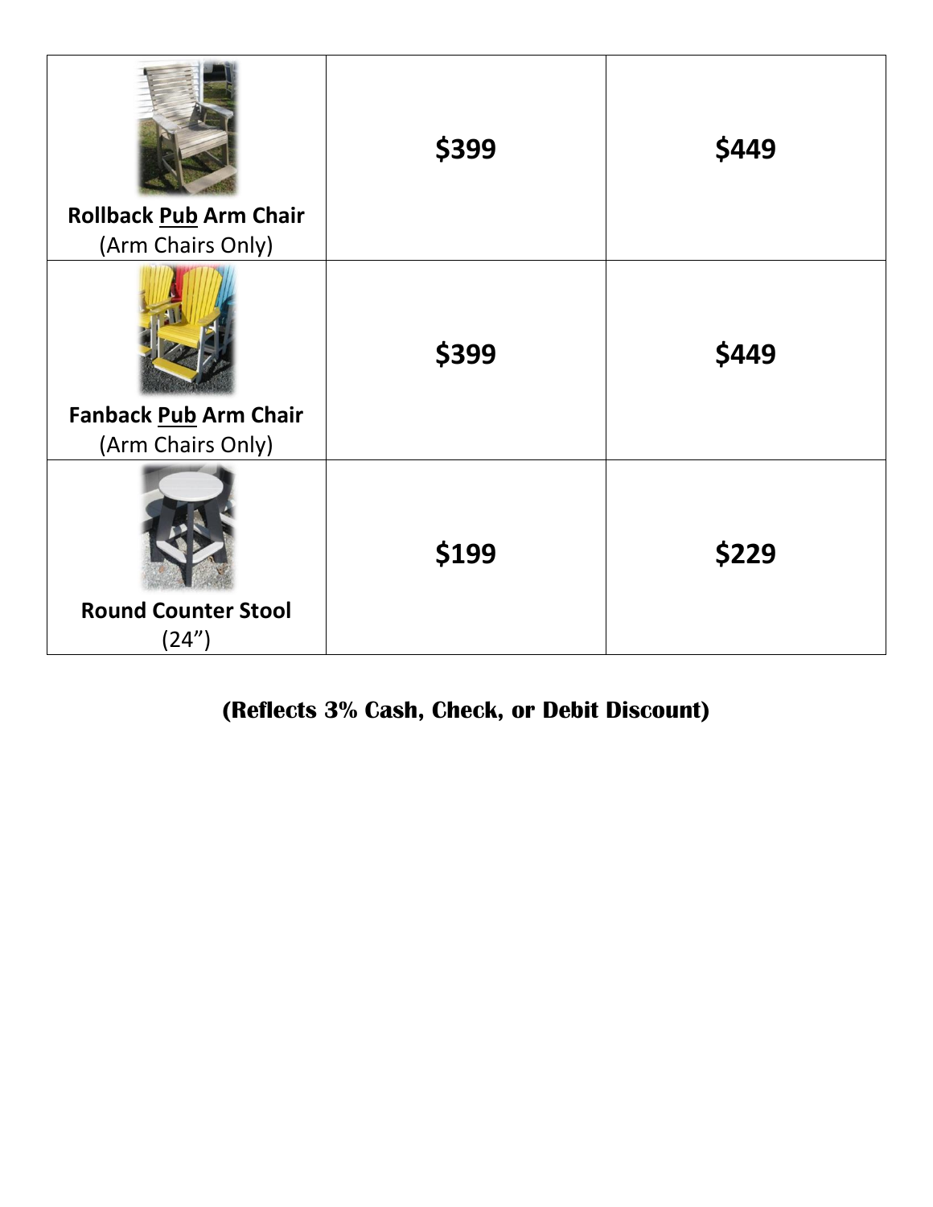| | | |
|---|---|---|
| **Rollback Pub Arm Chair** (Arm Chairs Only) | **$399** | **$449** |
| **Fanback Pub Arm Chair** (Arm Chairs Only) | **$399** | **$449** |
| **Round Counter Stool** (24”) | **$199** | **$229** |

**(Reflects 3% Cash, Check, or Debit Discount)**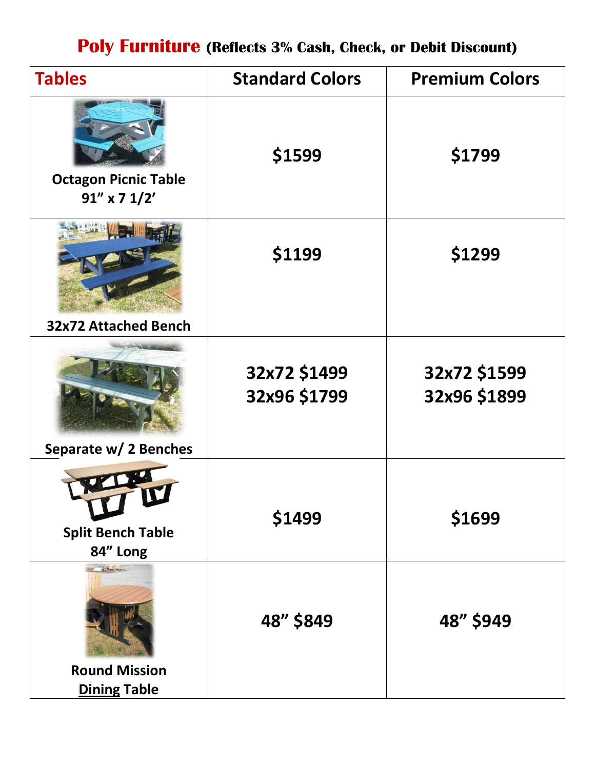# Poly Furniture (Reflects 3% Cash, Check, or Debit Discount)

| Tables | Standard Colors | Premium Colors |
|---|---|---|
| Octagon Picnic Table 91" x 7 1/2' | $1599 | $1799 |
| 32x72 Attached Bench | $1199 | $1299 |
| Separate w/ 2 Benches | 32x72 $1499<br>32x96 $1799 | 32x72 $1599<br>32x96 $1899 |
| Split Bench Table 84" Long | $1499 | $1699 |
| Round Mission Dining Table | 48" $849 | 48" $949 |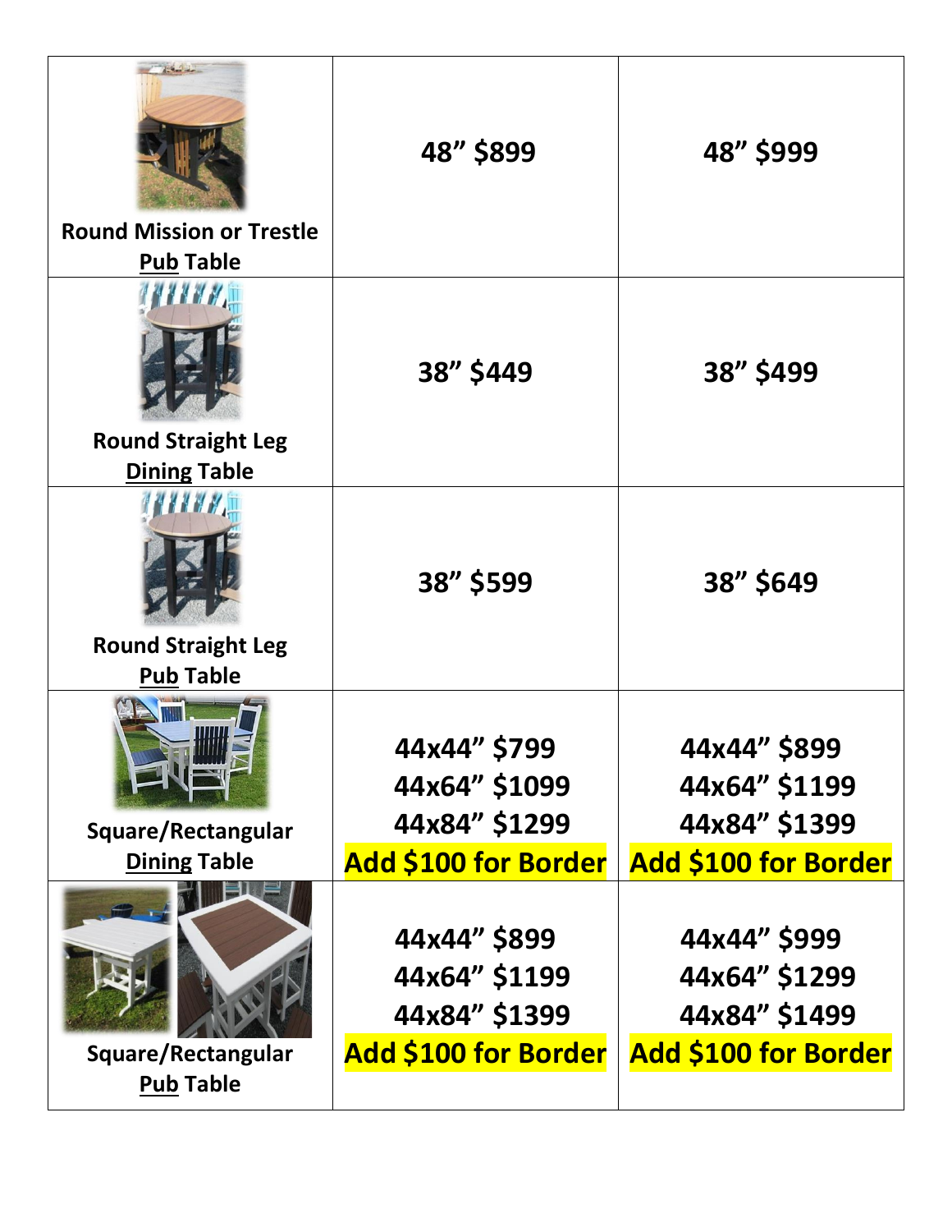| | | |
|---|---|---|
| Round Mission or Trestle **Pub** Table | **48” $899** | **48” $999** |
| Round Straight Leg **Dining** Table | **38” $449** | **38” $499** |
| Round Straight Leg **Pub** Table | **38” $599** | **38” $649** |
| Square/Rectangular **Dining** Table | **44x44” $799**<br>**44x64” $1099**<br>**44x84” $1299**<br>**Add $100 for Border** | **44x44” $899**<br>**44x64” $1199**<br>**44x84” $1399**<br>**Add $100 for Border** |
| Square/Rectangular **Pub** Table | **44x44” $899**<br>**44x64” $1199**<br>**44x84” $1399**<br>**Add $100 for Border** | **44x44” $999**<br>**44x64” $1299**<br>**44x84” $1499**<br>**Add $100 for Border** |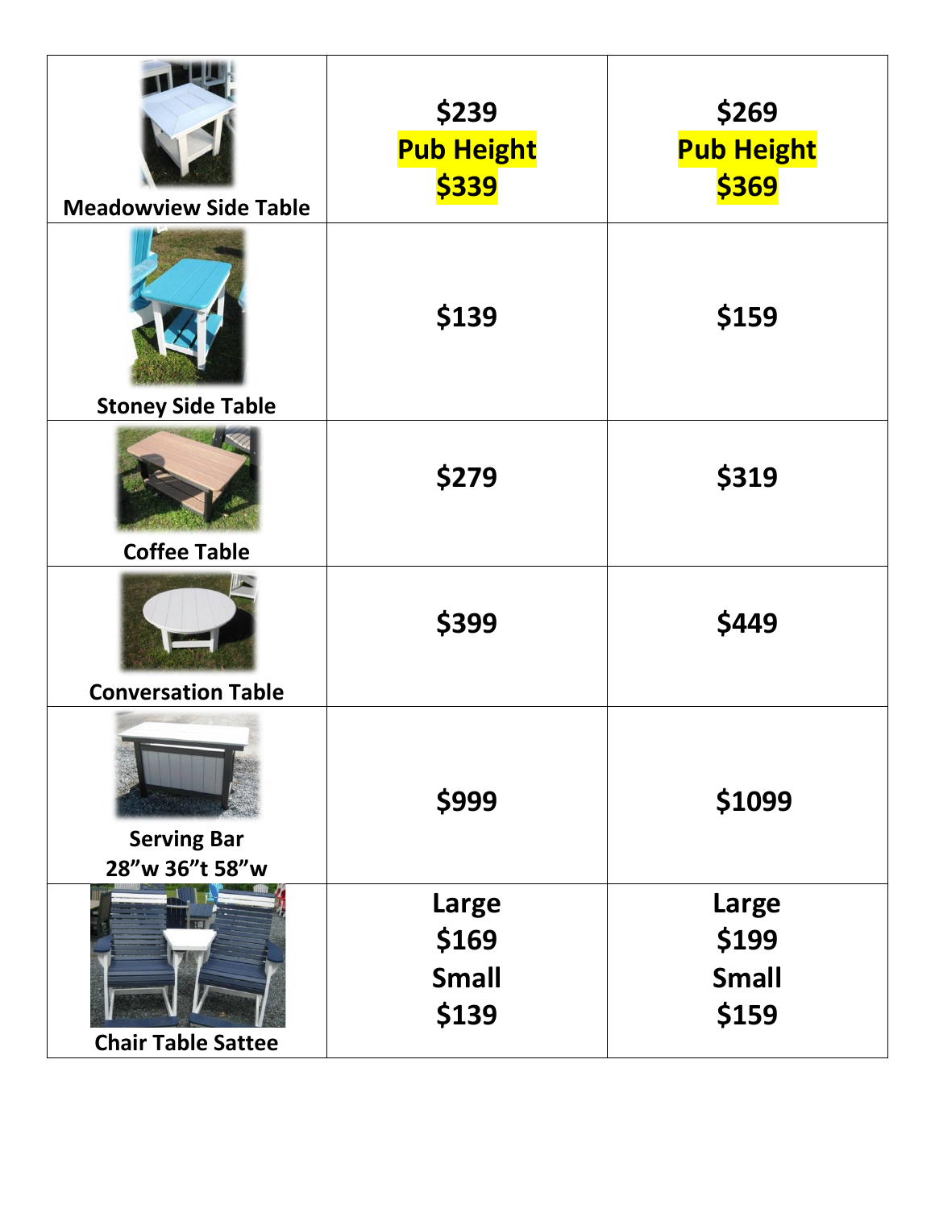| | | |
|---|---|---|
| **Meadowview Side Table** | **$239**<br>**Pub Height**<br>**$339** | **$269**<br>**Pub Height**<br>**$369** |
| **Stoney Side Table** | **$139** | **$159** |
| **Coffee Table** | **$279** | **$319** |
| **Conversation Table** | **$399** | **$449** |
| **Serving Bar**<br>**28"w 36"t 58"w** | **$999** | **$1099** |
| **Chair Table Sattee** | **Large**<br>**$169**<br>**Small**<br>**$139** | **Large**<br>**$199**<br>**Small**<br>**$159** |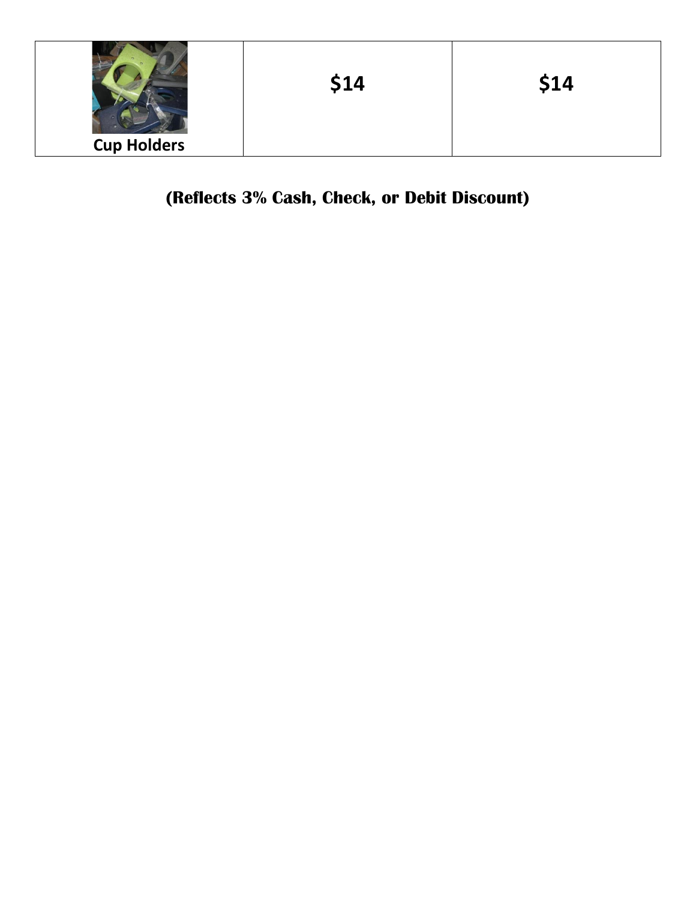| Cup Holders | $14 | $14 |
|---|---|---|

**(Reflects 3% Cash, Check, or Debit Discount)**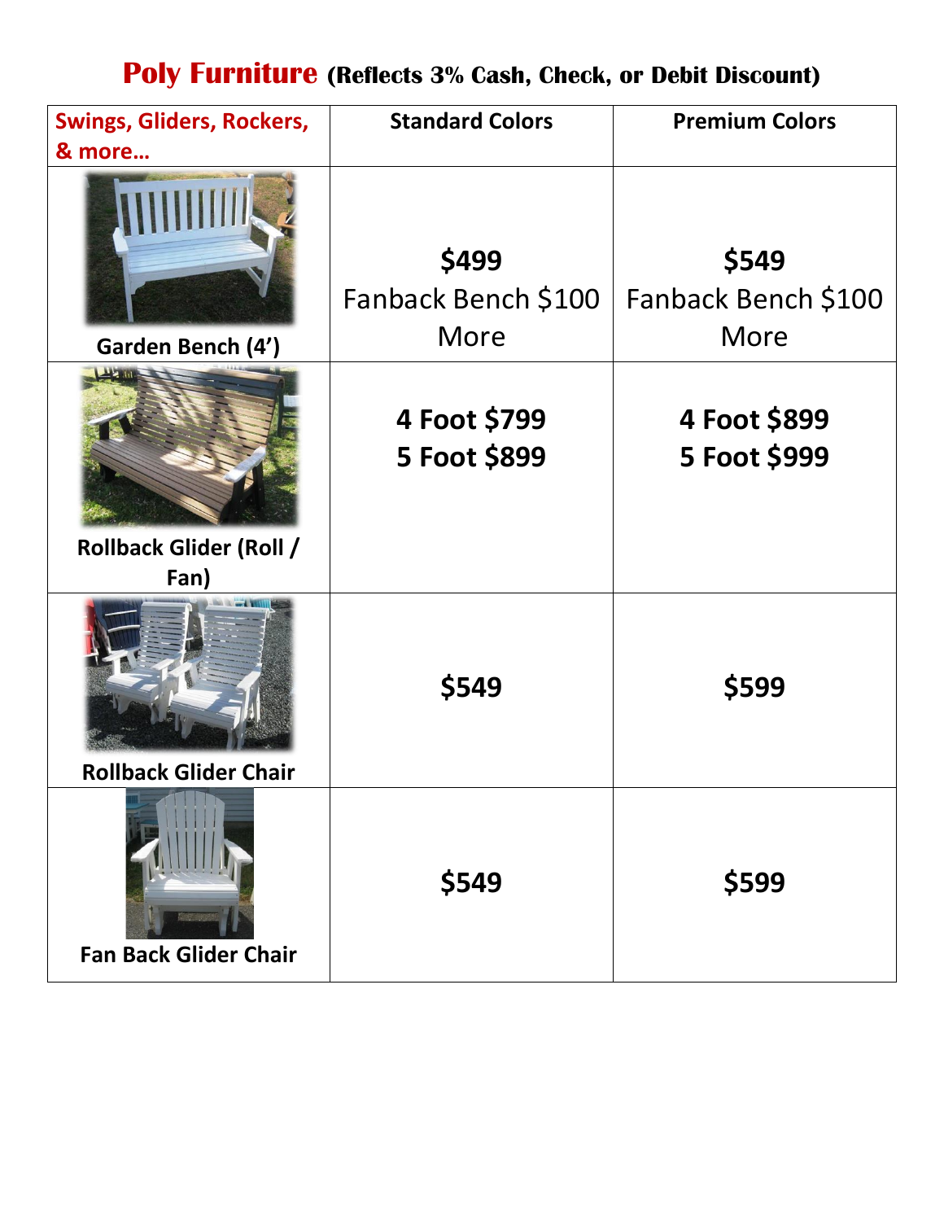# **Poly Furniture** (Reflects 3% Cash, Check, or Debit Discount)

| Swings, Gliders, Rockers, & more… | Standard Colors | Premium Colors |
| --- | --- | --- |
| **Garden Bench (4')** | **$499** Fanback Bench $100 More | **$549** Fanback Bench $100 More |
| **Rollback Glider (Roll / Fan)** | **4 Foot $799** **5 Foot $899** | **4 Foot $899** **5 Foot $999** |
| **Rollback Glider Chair** | **$549** | **$599** |
| **Fan Back Glider Chair** | **$549** | **$599** |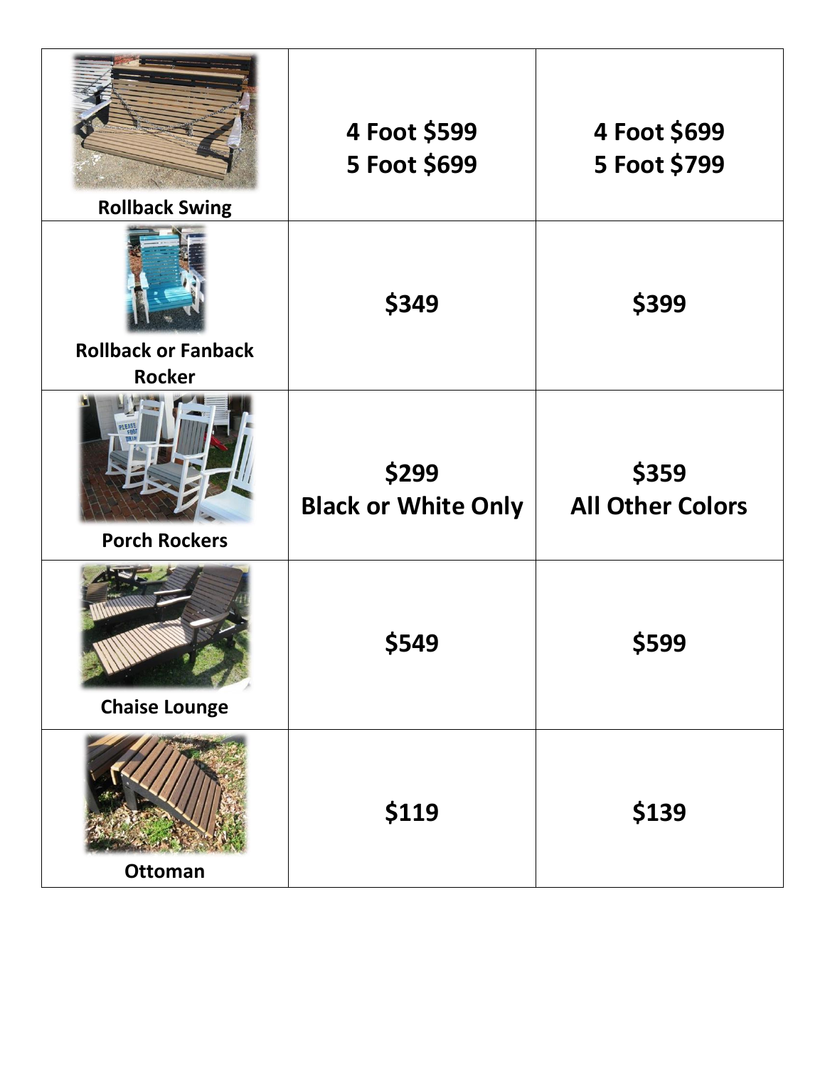| | | |
|---|---|---|
| Rollback Swing | 4 Foot $599<br>5 Foot $699 | 4 Foot $699<br>5 Foot $799 |
| Rollback or Fanback Rocker | $349 | $399 |
| Porch Rockers | $299<br>Black or White Only | $359<br>All Other Colors |
| Chaise Lounge | $549 | $599 |
| Ottoman | $119 | $139 |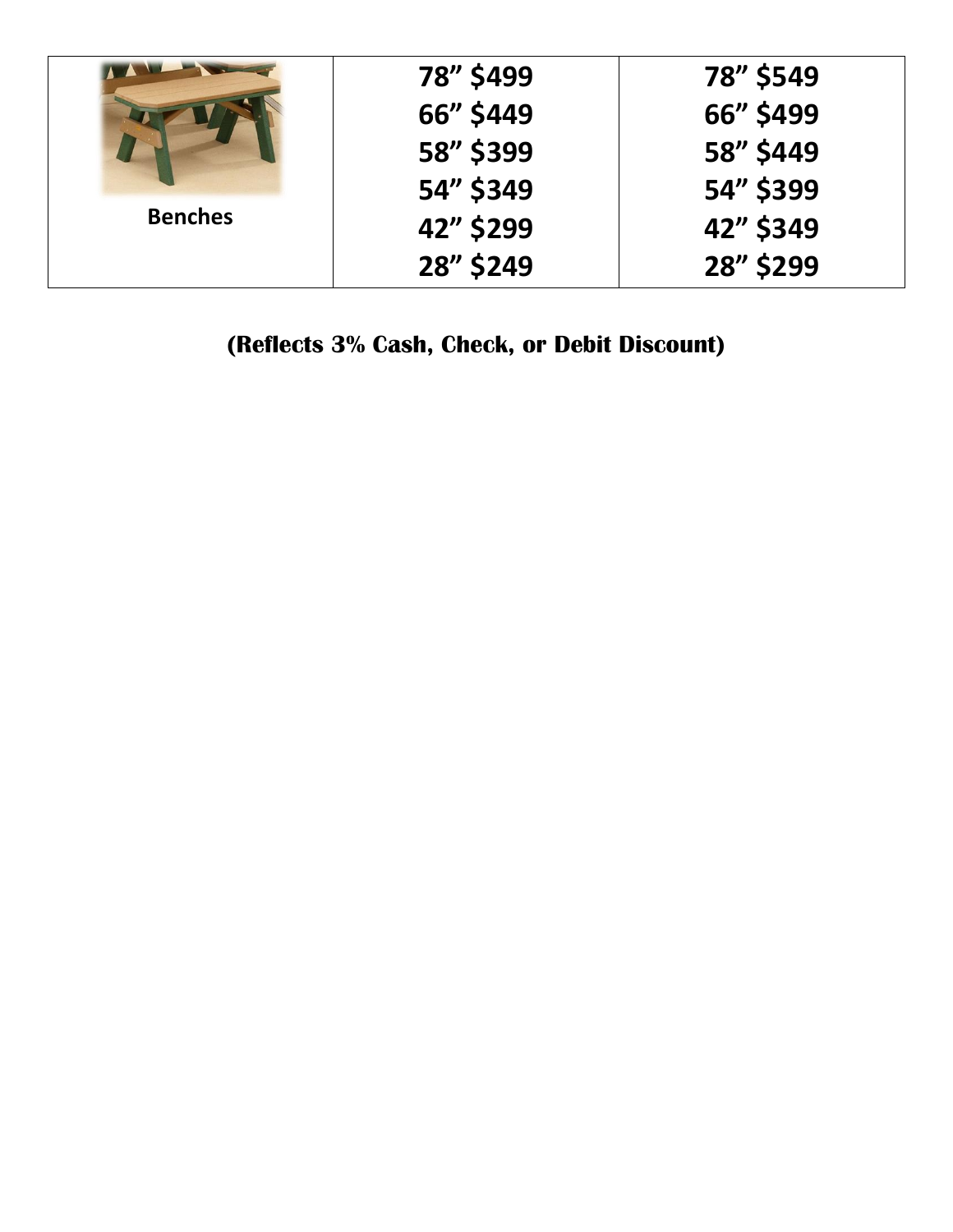| | | |
|---|---|---|
| Benches | 78” $499<br>66” $449<br>58” $399<br>54” $349<br>42” $299<br>28” $249 | 78” $549<br>66” $499<br>58” $449<br>54” $399<br>42” $349<br>28” $299 |

**(Reflects 3% Cash, Check, or Debit Discount)**